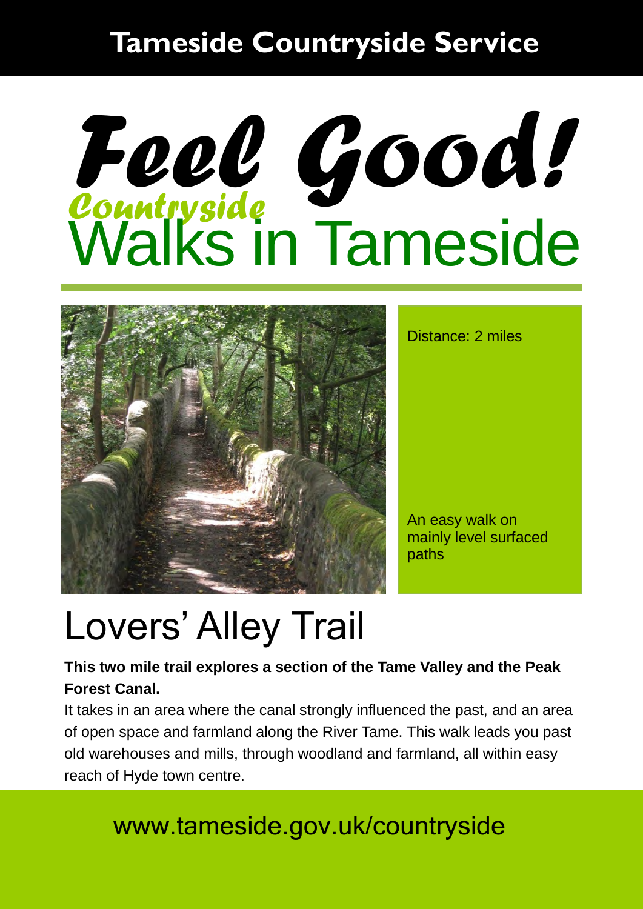**Tameside Countryside Service**

# Feel Good!

## Countryside Walks in Tameside

Distance: 2 miles

An easy walk on mainly level surfaced paths

# Lovers' Alley Trail

**This two mile trail explores a section of the Tame Valley and the Peak Forest Canal.**

It takes in an area where the canal strongly influenced the past, and an area of open space and farmland along the River Tame. This walk leads you past old warehouses and mills, through woodland and farmland, all within easy reach of Hyde town centre.

www.tameside.gov.uk/countryside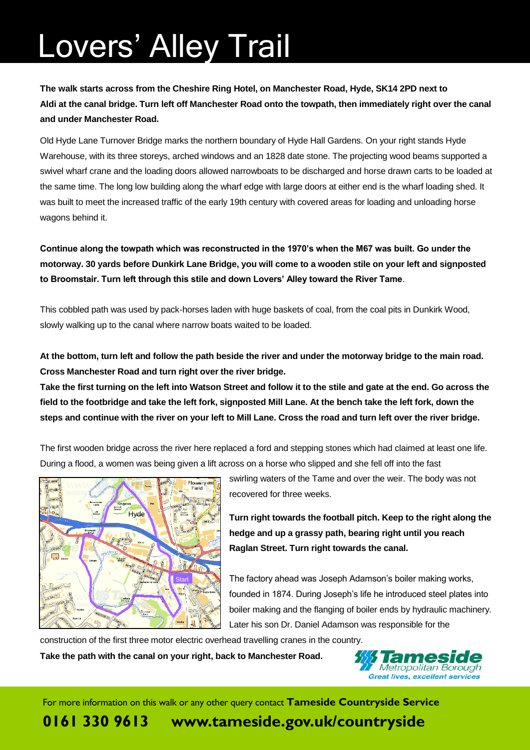# Lovers' Alley Trail

**The walk starts across from the Cheshire Ring Hotel, on Manchester Road, Hyde, SK14 2PD next to Aldi at the canal bridge. Turn left off Manchester Road onto the towpath, then immediately right over the canal and under Manchester Road.**

Old Hyde Lane Turnover Bridge marks the northern boundary of Hyde Hall Gardens. On your right stands Hyde Warehouse, with its three storeys, arched windows and an 1828 date stone. The projecting wood beams supported a swivel wharf crane and the loading doors allowed narrowboats to be discharged and horse drawn carts to be loaded at the same time. The long low building along the wharf edge with large doors at either end is the wharf loading shed. It was built to meet the increased traffic of the early 19th century with covered areas for loading and unloading horse wagons behind it.

**Continue along the towpath which was reconstructed in the 1970's when the M67 was built. Go under the motorway. 30 yards before Dunkirk Lane Bridge, you will come to a wooden stile on your left and signposted to Broomstair. Turn left through this stile and down Lovers' Alley toward the River Tame**.

This cobbled path was used by pack-horses laden with huge baskets of coal, from the coal pits in Dunkirk Wood, slowly walking up to the canal where narrow boats waited to be loaded.

**At the bottom, turn left and follow the path beside the river and under the motorway bridge to the main road. Cross Manchester Road and turn right over the river bridge.**

**Take the first turning on the left into Watson Street and follow it to the stile and gate at the end. Go across the field to the footbridge and take the left fork, signposted Mill Lane. At the bench take the left fork, down the steps and continue with the river on your left to Mill Lane. Cross the road and turn left over the river bridge.**

The first wooden bridge across the river here replaced a ford and stepping stones which had claimed at least one life. During a flood, a women was being given a lift across on a horse who slipped and she fell off into the fast swirling waters of the Tame and over the weir. The body was not recovered for three weeks.

**Turn right towards the football pitch. Keep to the right along the hedge and up a grassy path, bearing right until you reach Raglan Street. Turn right towards the canal.**

The factory ahead was Joseph Adamson's boiler making works, founded in 1874. During Joseph's life he introduced steel plates into boiler making and the flanging of boiler ends by hydraulic machinery. Later his son Dr. Daniel Adamson was responsible for the construction of the first three motor electric overhead travelling cranes in the country.

**Take the path with the canal on your right, back to Manchester Road.**

Tameside Metropolitan Borough
*Great lives, excellent services*

For more information on this walk or any other query contact **Tameside Countryside Service**

**0161 330 9613 www.tameside.gov.uk/countryside**